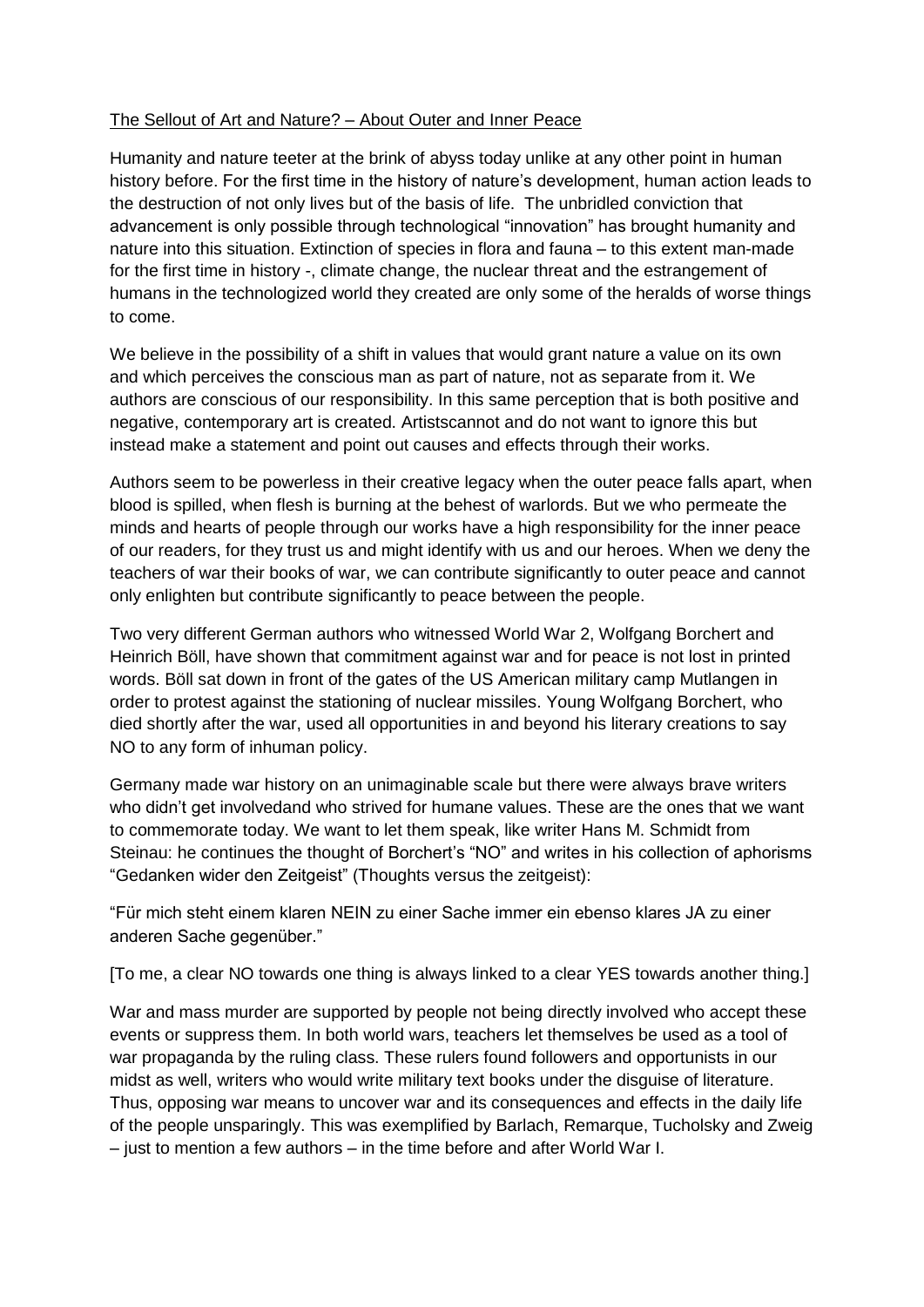<u>The Sellout of Art and Nature? – About Outer and Inner Peace</u>

Humanity and nature teeter at the brink of abyss today unlike at any other point in human history before. For the first time in the history of nature's development, human action leads to the destruction of not only lives but of the basis of life. The unbridled conviction that advancement is only possible through technological "innovation" has brought humanity and nature into this situation. Extinction of species in flora and fauna – to this extent man-made for the first time in history -, climate change, the nuclear threat and the estrangement of humans in the technologized world they created are only some of the heralds of worse things to come.

We believe in the possibility of a shift in values that would grant nature a value on its own and which perceives the conscious man as part of nature, not as separate from it. We authors are conscious of our responsibility. In this same perception that is both positive and negative, contemporary art is created. Artistscannot and do not want to ignore this but instead make a statement and point out causes and effects through their works.

Authors seem to be powerless in their creative legacy when the outer peace falls apart, when blood is spilled, when flesh is burning at the behest of warlords. But we who permeate the minds and hearts of people through our works have a high responsibility for the inner peace of our readers, for they trust us and might identify with us and our heroes. When we deny the teachers of war their books of war, we can contribute significantly to outer peace and cannot only enlighten but contribute significantly to peace between the people.

Two very different German authors who witnessed World War 2, Wolfgang Borchert and Heinrich Böll, have shown that commitment against war and for peace is not lost in printed words. Böll sat down in front of the gates of the US American military camp Mutlangen in order to protest against the stationing of nuclear missiles. Young Wolfgang Borchert, who died shortly after the war, used all opportunities in and beyond his literary creations to say NO to any form of inhuman policy.

Germany made war history on an unimaginable scale but there were always brave writers who didn't get involvedand who strived for humane values. These are the ones that we want to commemorate today. We want to let them speak, like writer Hans M. Schmidt from Steinau: he continues the thought of Borchert's "NO" and writes in his collection of aphorisms "Gedanken wider den Zeitgeist" (Thoughts versus the zeitgeist):

"Für mich steht einem klaren NEIN zu einer Sache immer ein ebenso klares JA zu einer anderen Sache gegenüber."

[To me, a clear NO towards one thing is always linked to a clear YES towards another thing.]

War and mass murder are supported by people not being directly involved who accept these events or suppress them. In both world wars, teachers let themselves be used as a tool of war propaganda by the ruling class. These rulers found followers and opportunists in our midst as well, writers who would write military text books under the disguise of literature. Thus, opposing war means to uncover war and its consequences and effects in the daily life of the people unsparingly. This was exemplified by Barlach, Remarque, Tucholsky and Zweig – just to mention a few authors – in the time before and after World War I.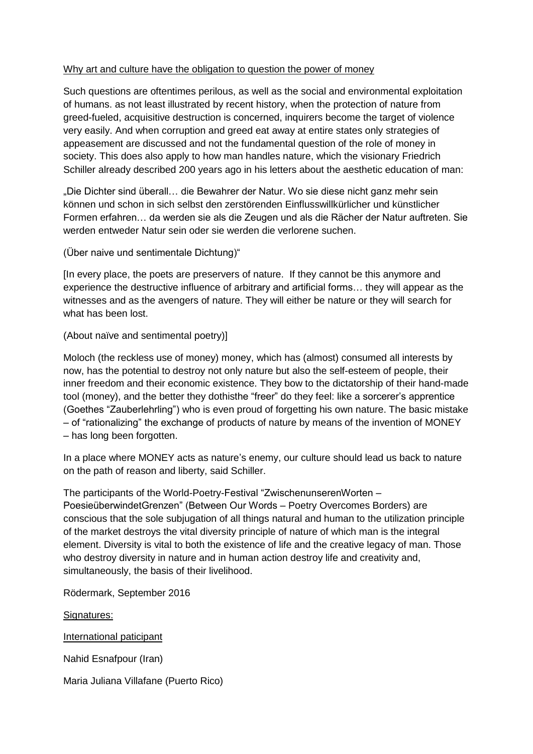Why art and culture have the obligation to question the power of money

Such questions are oftentimes perilous, as well as the social and environmental exploitation of humans. as not least illustrated by recent history, when the protection of nature from greed-fueled, acquisitive destruction is concerned, inquirers become the target of violence very easily. And when corruption and greed eat away at entire states only strategies of appeasement are discussed and not the fundamental question of the role of money in society. This does also apply to how man handles nature, which the visionary Friedrich Schiller already described 200 years ago in his letters about the aesthetic education of man:

„Die Dichter sind überall… die Bewahrer der Natur. Wo sie diese nicht ganz mehr sein können und schon in sich selbst den zerstörenden Einflusswillkürlicher und künstlicher Formen erfahren… da werden sie als die Zeugen und als die Rächer der Natur auftreten. Sie werden entweder Natur sein oder sie werden die verlorene suchen.

(Über naive und sentimentale Dichtung)"

[In every place, the poets are preservers of nature. If they cannot be this anymore and experience the destructive influence of arbitrary and artificial forms… they will appear as the witnesses and as the avengers of nature. They will either be nature or they will search for what has been lost.

(About naïve and sentimental poetry)]

Moloch (the reckless use of money) money, which has (almost) consumed all interests by now, has the potential to destroy not only nature but also the self-esteem of people, their inner freedom and their economic existence. They bow to the dictatorship of their hand-made tool (money), and the better they dothisthe "freer" do they feel: like a sorcerer's apprentice (Goethes "Zauberlehrling") who is even proud of forgetting his own nature. The basic mistake – of "rationalizing" the exchange of products of nature by means of the invention of MONEY – has long been forgotten.

In a place where MONEY acts as nature's enemy, our culture should lead us back to nature on the path of reason and liberty, said Schiller.

The participants of the World-Poetry-Festival "ZwischenunserenWorten – PoesieüberwindetGrenzen" (Between Our Words – Poetry Overcomes Borders) are conscious that the sole subjugation of all things natural and human to the utilization principle of the market destroys the vital diversity principle of nature of which man is the integral element. Diversity is vital to both the existence of life and the creative legacy of man. Those who destroy diversity in nature and in human action destroy life and creativity and, simultaneously, the basis of their livelihood.

Rödermark, September 2016

Signatures:

International paticipant

Nahid Esnafpour (Iran)

Maria Juliana Villafane (Puerto Rico)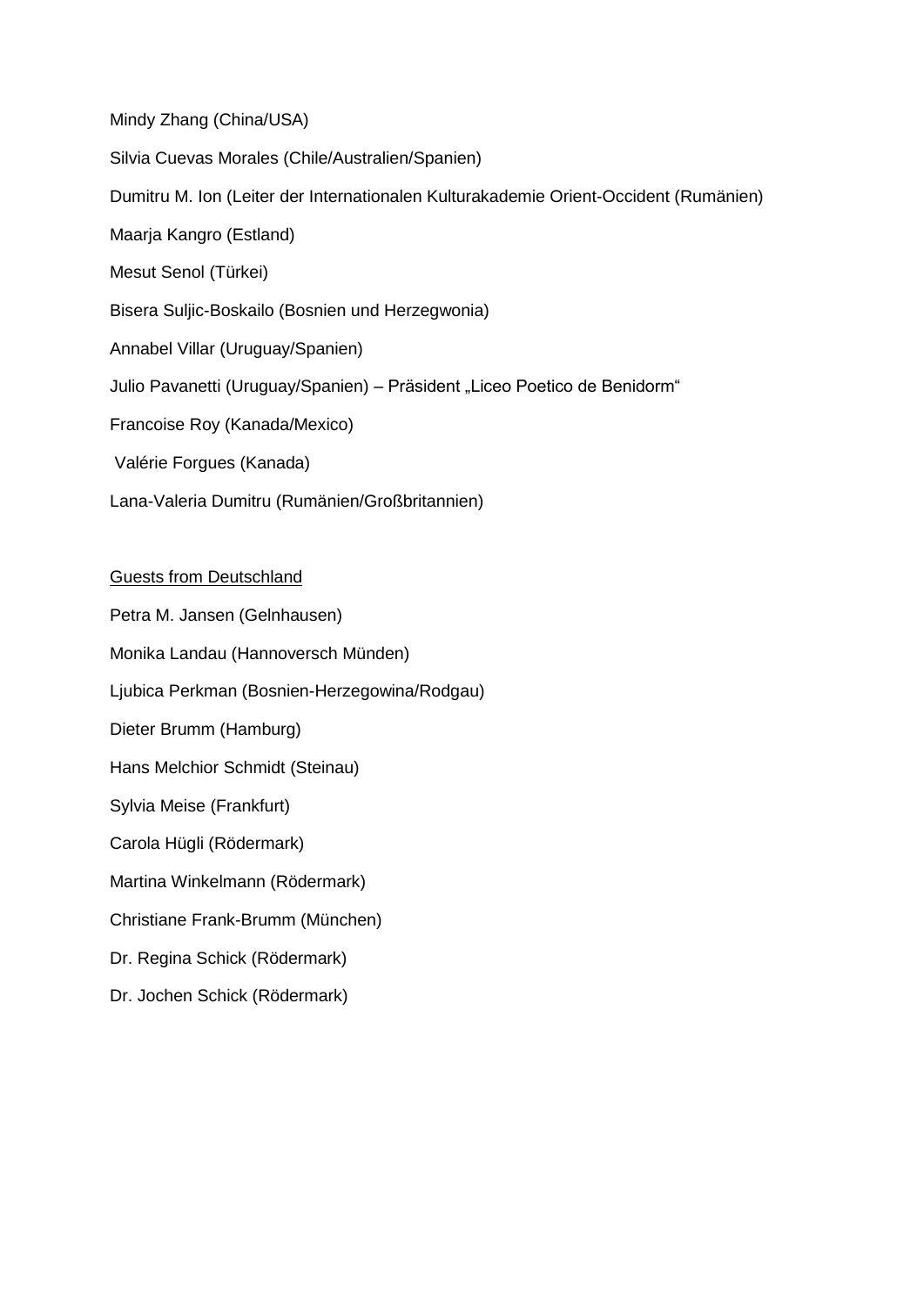Mindy Zhang (China/USA)

Silvia Cuevas Morales (Chile/Australien/Spanien)

Dumitru M. Ion (Leiter der Internationalen Kulturakademie Orient-Occident (Rumänien)

Maarja Kangro (Estland)

Mesut Senol (Türkei)

Bisera Suljic-Boskailo (Bosnien und Herzegwonia)

Annabel Villar (Uruguay/Spanien)

Julio Pavanetti (Uruguay/Spanien) – Präsident „Liceo Poetico de Benidorm"

Francoise Roy (Kanada/Mexico)

Valérie Forgues (Kanada)

Lana-Valeria Dumitru (Rumänien/Großbritannien)

<u>Guests from Deutschland</u>

Petra M. Jansen (Gelnhausen)

Monika Landau (Hannoversch Münden)

Ljubica Perkman (Bosnien-Herzegowina/Rodgau)

Dieter Brumm (Hamburg)

Hans Melchior Schmidt (Steinau)

Sylvia Meise (Frankfurt)

Carola Hügli (Rödermark)

Martina Winkelmann (Rödermark)

Christiane Frank-Brumm (München)

Dr. Regina Schick (Rödermark)

Dr. Jochen Schick (Rödermark)